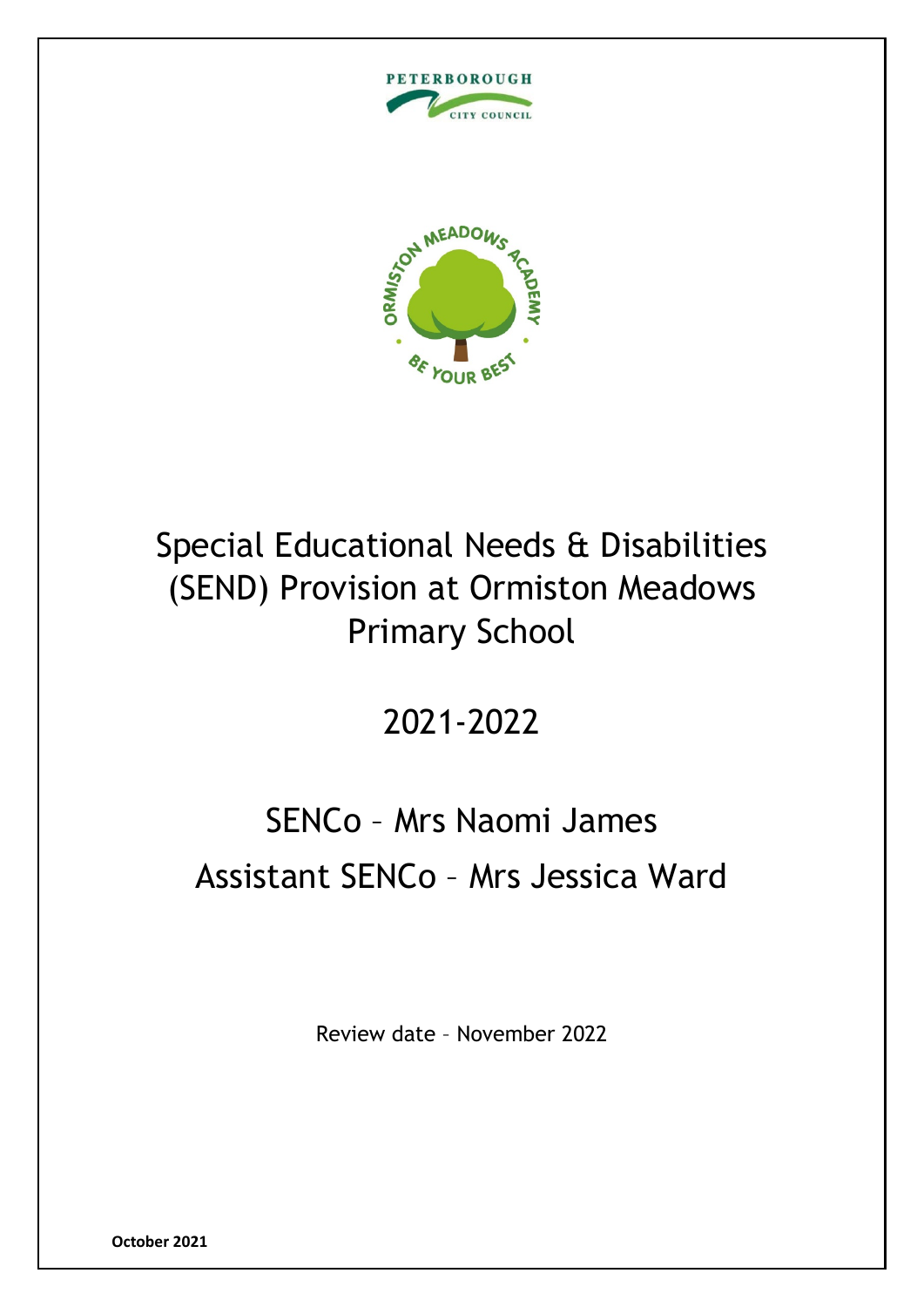# Special Educational Needs & Disabilities (SEND) Provision at Ormiston Meadows Primary School

## 2021-2022

## SENCo – Mrs Naomi James

## Assistant SENCo – Mrs Jessica Ward

Review date – November 2022

**October 2021**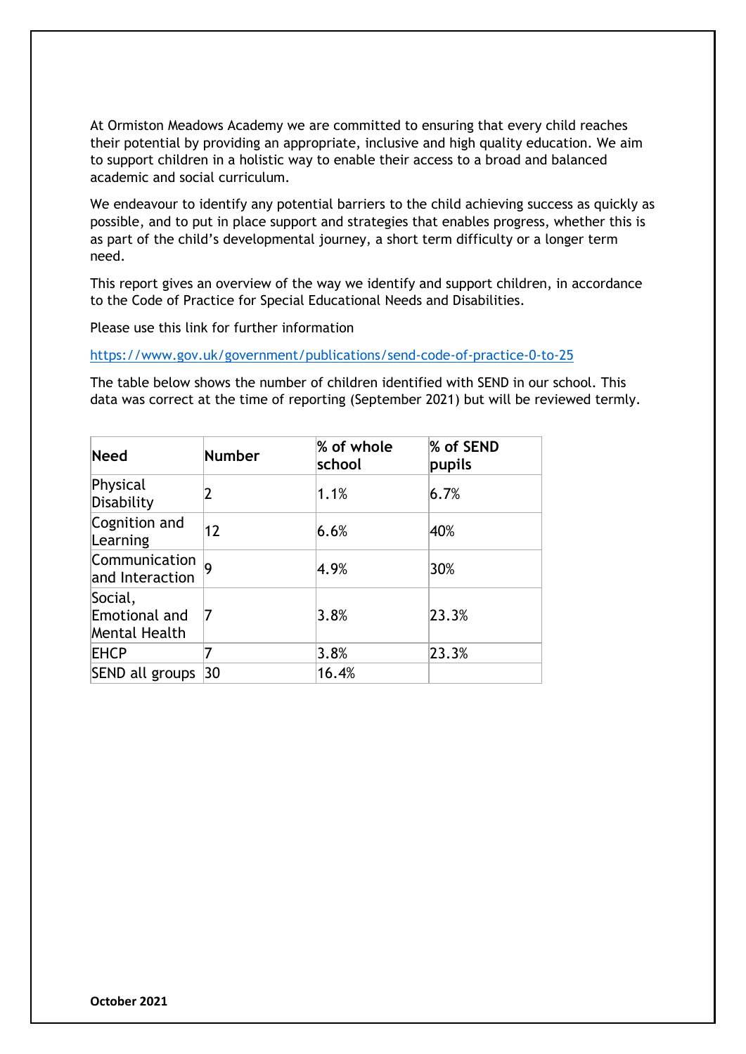At Ormiston Meadows Academy we are committed to ensuring that every child reaches their potential by providing an appropriate, inclusive and high quality education. We aim to support children in a holistic way to enable their access to a broad and balanced academic and social curriculum.

We endeavour to identify any potential barriers to the child achieving success as quickly as possible, and to put in place support and strategies that enables progress, whether this is as part of the child's developmental journey, a short term difficulty or a longer term need.

This report gives an overview of the way we identify and support children, in accordance to the Code of Practice for Special Educational Needs and Disabilities.

Please use this link for further information

https://www.gov.uk/government/publications/send-code-of-practice-0-to-25

The table below shows the number of children identified with SEND in our school. This data was correct at the time of reporting (September 2021) but will be reviewed termly.

| **Need** | **Number** | **% of whole school** | **% of SEND pupils** |
|---|---|---|---|
| Physical Disability | 2 | 1.1% | 6.7% |
| Cognition and Learning | 12 | 6.6% | 40% |
| Communication and Interaction | 9 | 4.9% | 30% |
| Social, Emotional and Mental Health | 7 | 3.8% | 23.3% |
| EHCP | 7 | 3.8% | 23.3% |
| SEND all groups | 30 | 16.4% | |

**October 2021**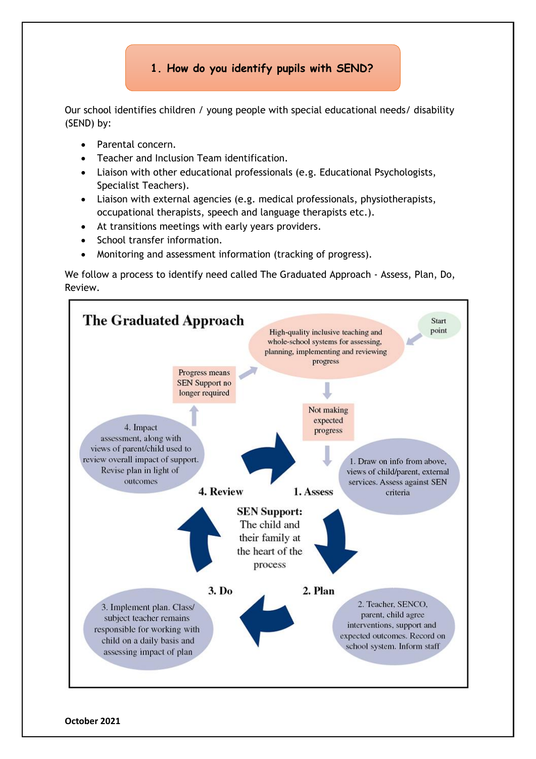## 1. How do you identify pupils with SEND?

Our school identifies children / young people with special educational needs/ disability (SEND) by:

- Parental concern.
- Teacher and Inclusion Team identification.
- Liaison with other educational professionals (e.g. Educational Psychologists, Specialist Teachers).
- Liaison with external agencies (e.g. medical professionals, physiotherapists, occupational therapists, speech and language therapists etc.).
- At transitions meetings with early years providers.
- School transfer information.
- Monitoring and assessment information (tracking of progress).

We follow a process to identify need called The Graduated Approach - Assess, Plan, Do, Review.

**The Graduated Approach**

Start point

High-quality inclusive teaching and whole-school systems for assessing, planning, implementing and reviewing progress

Not making expected progress

**1. Assess**

1. Draw on info from above, views of child/parent, external services. Assess against SEN criteria

**2. Plan**

2. Teacher, SENCO, parent, child agree interventions, support and expected outcomes. Record on school system. Inform staff

**3. Do**

3. Implement plan. Class/ subject teacher remains responsible for working with child on a daily basis and assessing impact of plan

**4. Review**

4. Impact assessment, along with views of parent/child used to review overall impact of support. Revise plan in light of outcomes

Progress means SEN Support no longer required

**SEN Support:** The child and their family at the heart of the process

**October 2021**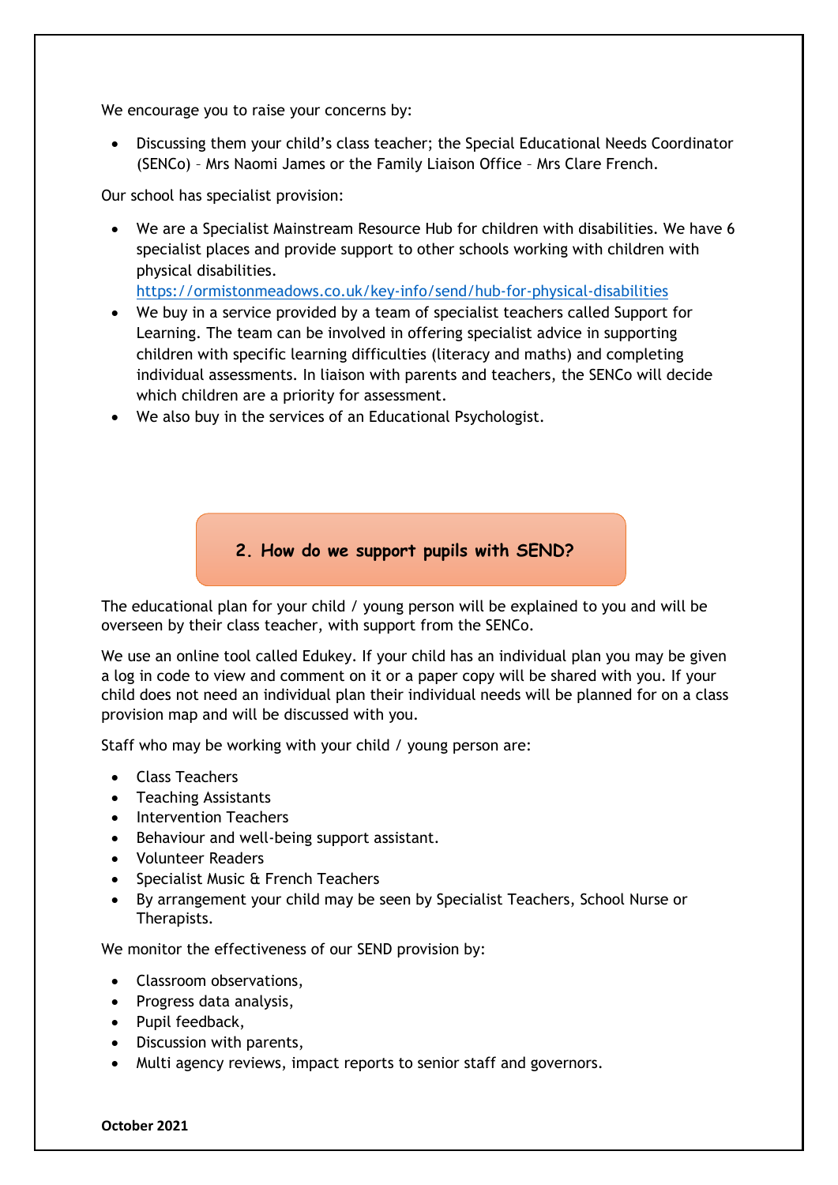We encourage you to raise your concerns by:

- Discussing them your child's class teacher; the Special Educational Needs Coordinator (SENCo) – Mrs Naomi James or the Family Liaison Office – Mrs Clare French.

Our school has specialist provision:

- We are a Specialist Mainstream Resource Hub for children with disabilities. We have 6 specialist places and provide support to other schools working with children with physical disabilities. https://ormistonmeadows.co.uk/key-info/send/hub-for-physical-disabilities
- We buy in a service provided by a team of specialist teachers called Support for Learning. The team can be involved in offering specialist advice in supporting children with specific learning difficulties (literacy and maths) and completing individual assessments. In liaison with parents and teachers, the SENCo will decide which children are a priority for assessment.
- We also buy in the services of an Educational Psychologist.

## 2. How do we support pupils with SEND?

The educational plan for your child / young person will be explained to you and will be overseen by their class teacher, with support from the SENCo.

We use an online tool called Edukey. If your child has an individual plan you may be given a log in code to view and comment on it or a paper copy will be shared with you. If your child does not need an individual plan their individual needs will be planned for on a class provision map and will be discussed with you.

Staff who may be working with your child / young person are:

- Class Teachers
- Teaching Assistants
- Intervention Teachers
- Behaviour and well-being support assistant.
- Volunteer Readers
- Specialist Music & French Teachers
- By arrangement your child may be seen by Specialist Teachers, School Nurse or Therapists.

We monitor the effectiveness of our SEND provision by:

- Classroom observations,
- Progress data analysis,
- Pupil feedback,
- Discussion with parents,
- Multi agency reviews, impact reports to senior staff and governors.

**October 2021**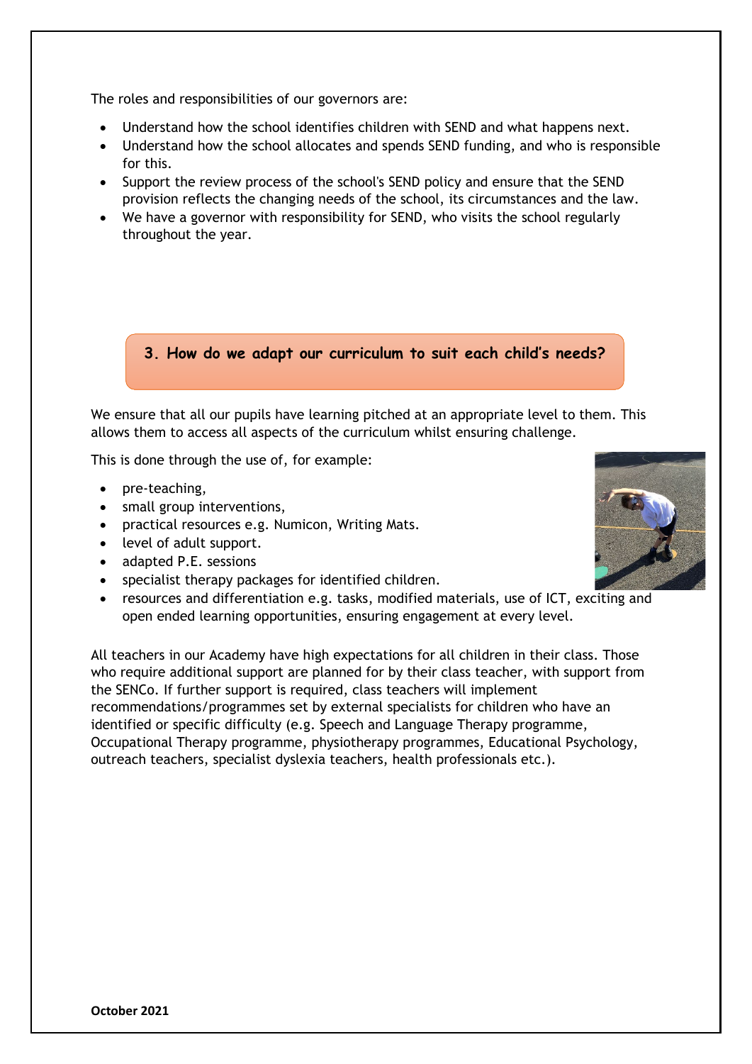The roles and responsibilities of our governors are:

- Understand how the school identifies children with SEND and what happens next.
- Understand how the school allocates and spends SEND funding, and who is responsible for this.
- Support the review process of the school's SEND policy and ensure that the SEND provision reflects the changing needs of the school, its circumstances and the law.
- We have a governor with responsibility for SEND, who visits the school regularly throughout the year.

## 3. How do we adapt our curriculum to suit each child's needs?

We ensure that all our pupils have learning pitched at an appropriate level to them. This allows them to access all aspects of the curriculum whilst ensuring challenge.

This is done through the use of, for example:

- pre-teaching,
- small group interventions,
- practical resources e.g. Numicon, Writing Mats.
- level of adult support.
- adapted P.E. sessions
- specialist therapy packages for identified children.
- resources and differentiation e.g. tasks, modified materials, use of ICT, exciting and open ended learning opportunities, ensuring engagement at every level.

All teachers in our Academy have high expectations for all children in their class. Those who require additional support are planned for by their class teacher, with support from the SENCo. If further support is required, class teachers will implement recommendations/programmes set by external specialists for children who have an identified or specific difficulty (e.g. Speech and Language Therapy programme, Occupational Therapy programme, physiotherapy programmes, Educational Psychology, outreach teachers, specialist dyslexia teachers, health professionals etc.).

**October 2021**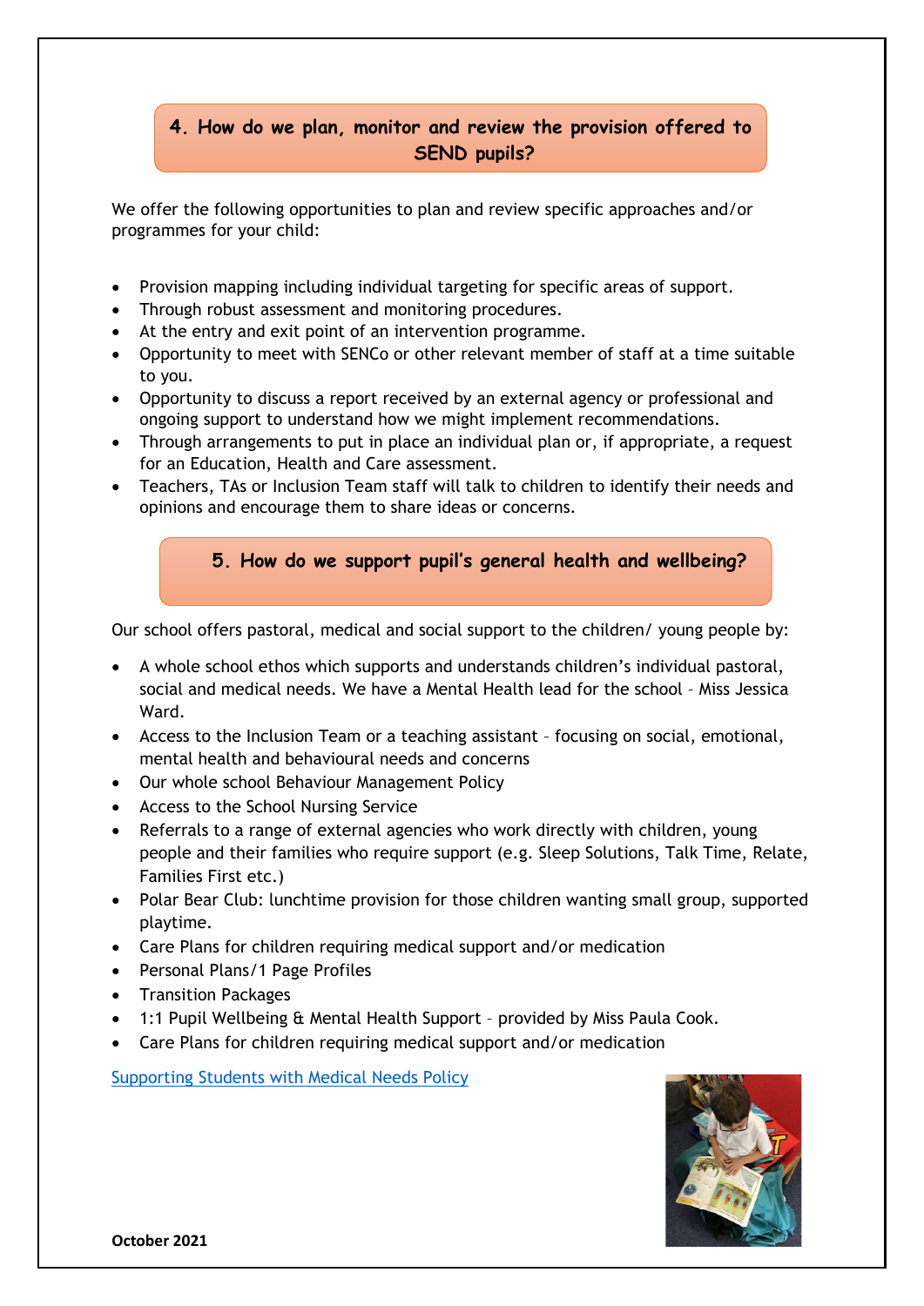## 4. How do we plan, monitor and review the provision offered to SEND pupils?

We offer the following opportunities to plan and review specific approaches and/or programmes for your child:

- Provision mapping including individual targeting for specific areas of support.
- Through robust assessment and monitoring procedures.
- At the entry and exit point of an intervention programme.
- Opportunity to meet with SENCo or other relevant member of staff at a time suitable to you.
- Opportunity to discuss a report received by an external agency or professional and ongoing support to understand how we might implement recommendations.
- Through arrangements to put in place an individual plan or, if appropriate, a request for an Education, Health and Care assessment.
- Teachers, TAs or Inclusion Team staff will talk to children to identify their needs and opinions and encourage them to share ideas or concerns.

## 5. How do we support pupil's general health and wellbeing?

Our school offers pastoral, medical and social support to the children/ young people by:

- A whole school ethos which supports and understands children's individual pastoral, social and medical needs. We have a Mental Health lead for the school – Miss Jessica Ward.
- Access to the Inclusion Team or a teaching assistant – focusing on social, emotional, mental health and behavioural needs and concerns
- Our whole school Behaviour Management Policy
- Access to the School Nursing Service
- Referrals to a range of external agencies who work directly with children, young people and their families who require support (e.g. Sleep Solutions, Talk Time, Relate, Families First etc.)
- Polar Bear Club: lunchtime provision for those children wanting small group, supported playtime.
- Care Plans for children requiring medical support and/or medication
- Personal Plans/1 Page Profiles
- Transition Packages
- 1:1 Pupil Wellbeing & Mental Health Support – provided by Miss Paula Cook.
- Care Plans for children requiring medical support and/or medication

Supporting Students with Medical Needs Policy

**October 2021**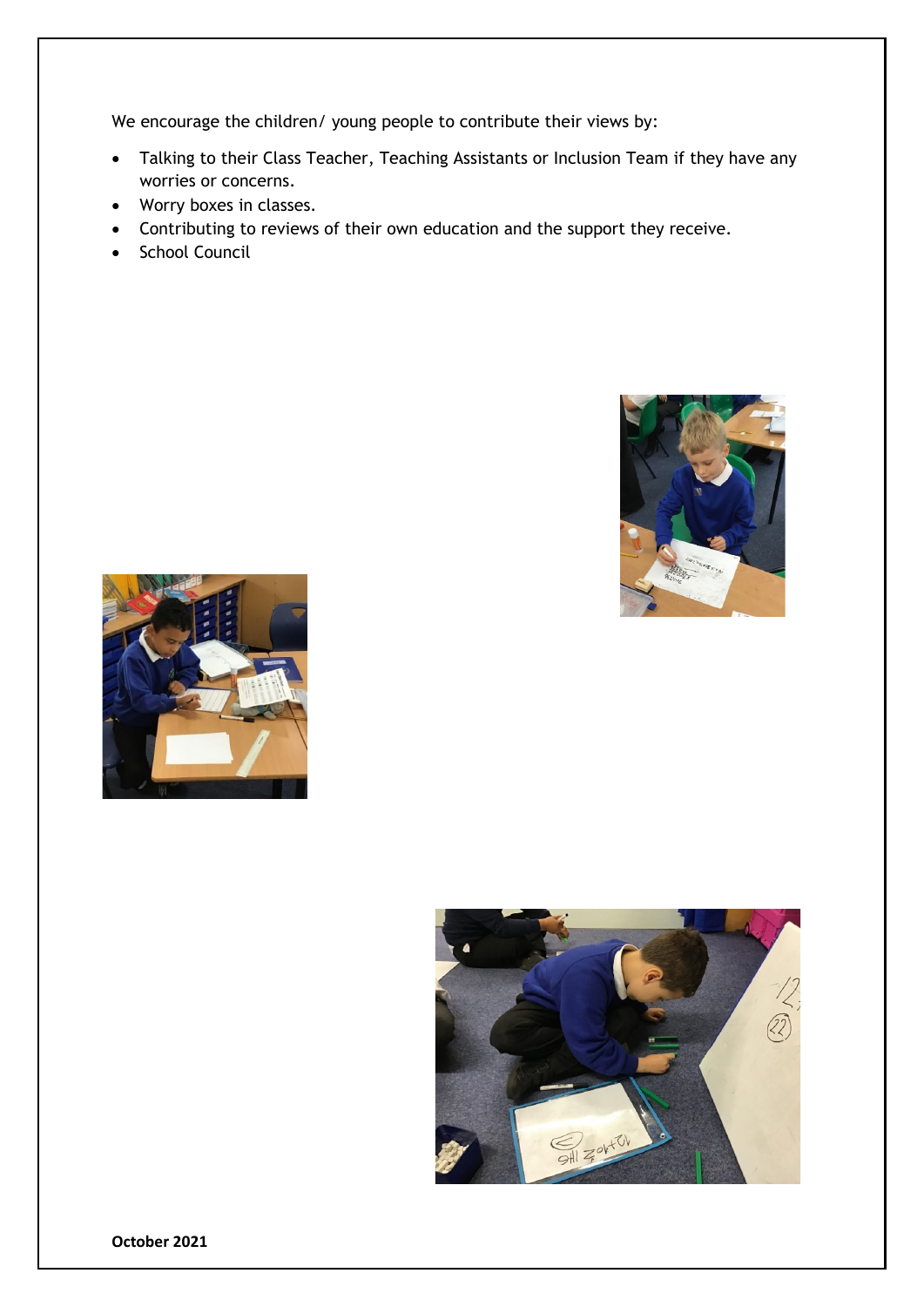We encourage the children/ young people to contribute their views by:

- Talking to their Class Teacher, Teaching Assistants or Inclusion Team if they have any worries or concerns.
- Worry boxes in classes.
- Contributing to reviews of their own education and the support they receive.
- School Council

**October 2021**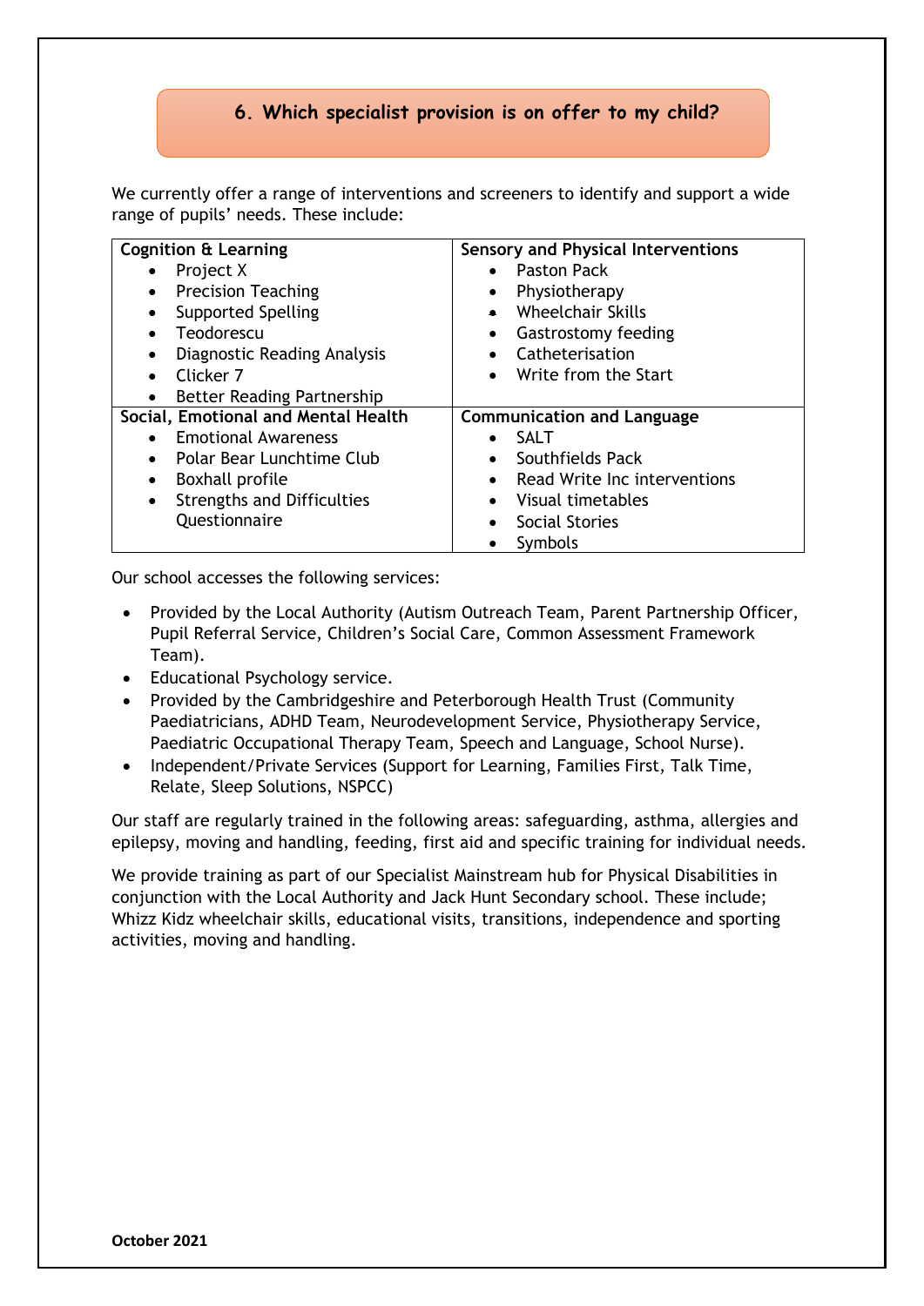## 6. Which specialist provision is on offer to my child?

We currently offer a range of interventions and screeners to identify and support a wide range of pupils' needs. These include:

| **Cognition & Learning** | **Sensory and Physical Interventions** |
|---|---|
| • Project X<br>• Precision Teaching<br>• Supported Spelling<br>• Teodorescu<br>• Diagnostic Reading Analysis<br>• Clicker 7<br>• Better Reading Partnership | • Paston Pack<br>• Physiotherapy<br>• Wheelchair Skills<br>• Gastrostomy feeding<br>• Catheterisation<br>• Write from the Start |
| **Social, Emotional and Mental Health** | **Communication and Language** |
| • Emotional Awareness<br>• Polar Bear Lunchtime Club<br>• Boxhall profile<br>• Strengths and Difficulties Questionnaire | • SALT<br>• Southfields Pack<br>• Read Write Inc interventions<br>• Visual timetables<br>• Social Stories<br>• Symbols |

Our school accesses the following services:

- Provided by the Local Authority (Autism Outreach Team, Parent Partnership Officer, Pupil Referral Service, Children's Social Care, Common Assessment Framework Team).
- Educational Psychology service.
- Provided by the Cambridgeshire and Peterborough Health Trust (Community Paediatricians, ADHD Team, Neurodevelopment Service, Physiotherapy Service, Paediatric Occupational Therapy Team, Speech and Language, School Nurse).
- Independent/Private Services (Support for Learning, Families First, Talk Time, Relate, Sleep Solutions, NSPCC)

Our staff are regularly trained in the following areas: safeguarding, asthma, allergies and epilepsy, moving and handling, feeding, first aid and specific training for individual needs.

We provide training as part of our Specialist Mainstream hub for Physical Disabilities in conjunction with the Local Authority and Jack Hunt Secondary school. These include; Whizz Kidz wheelchair skills, educational visits, transitions, independence and sporting activities, moving and handling.

**October 2021**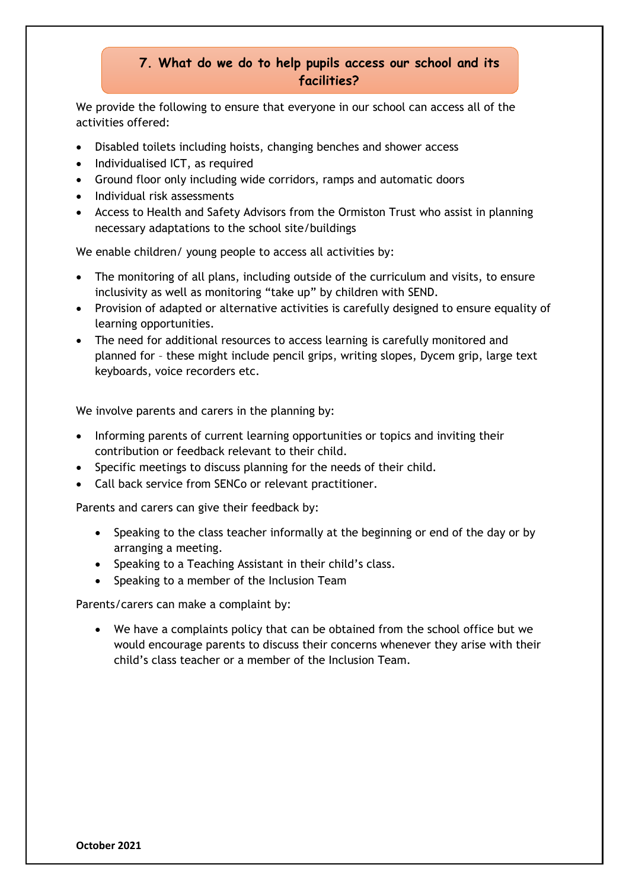## 7. What do we do to help pupils access our school and its facilities?

We provide the following to ensure that everyone in our school can access all of the activities offered:

- Disabled toilets including hoists, changing benches and shower access
- Individualised ICT, as required
- Ground floor only including wide corridors, ramps and automatic doors
- Individual risk assessments
- Access to Health and Safety Advisors from the Ormiston Trust who assist in planning necessary adaptations to the school site/buildings

We enable children/ young people to access all activities by:

- The monitoring of all plans, including outside of the curriculum and visits, to ensure inclusivity as well as monitoring "take up" by children with SEND.
- Provision of adapted or alternative activities is carefully designed to ensure equality of learning opportunities.
- The need for additional resources to access learning is carefully monitored and planned for – these might include pencil grips, writing slopes, Dycem grip, large text keyboards, voice recorders etc.

We involve parents and carers in the planning by:

- Informing parents of current learning opportunities or topics and inviting their contribution or feedback relevant to their child.
- Specific meetings to discuss planning for the needs of their child.
- Call back service from SENCo or relevant practitioner.

Parents and carers can give their feedback by:

- Speaking to the class teacher informally at the beginning or end of the day or by arranging a meeting.
- Speaking to a Teaching Assistant in their child's class.
- Speaking to a member of the Inclusion Team

Parents/carers can make a complaint by:

- We have a complaints policy that can be obtained from the school office but we would encourage parents to discuss their concerns whenever they arise with their child's class teacher or a member of the Inclusion Team.

**October 2021**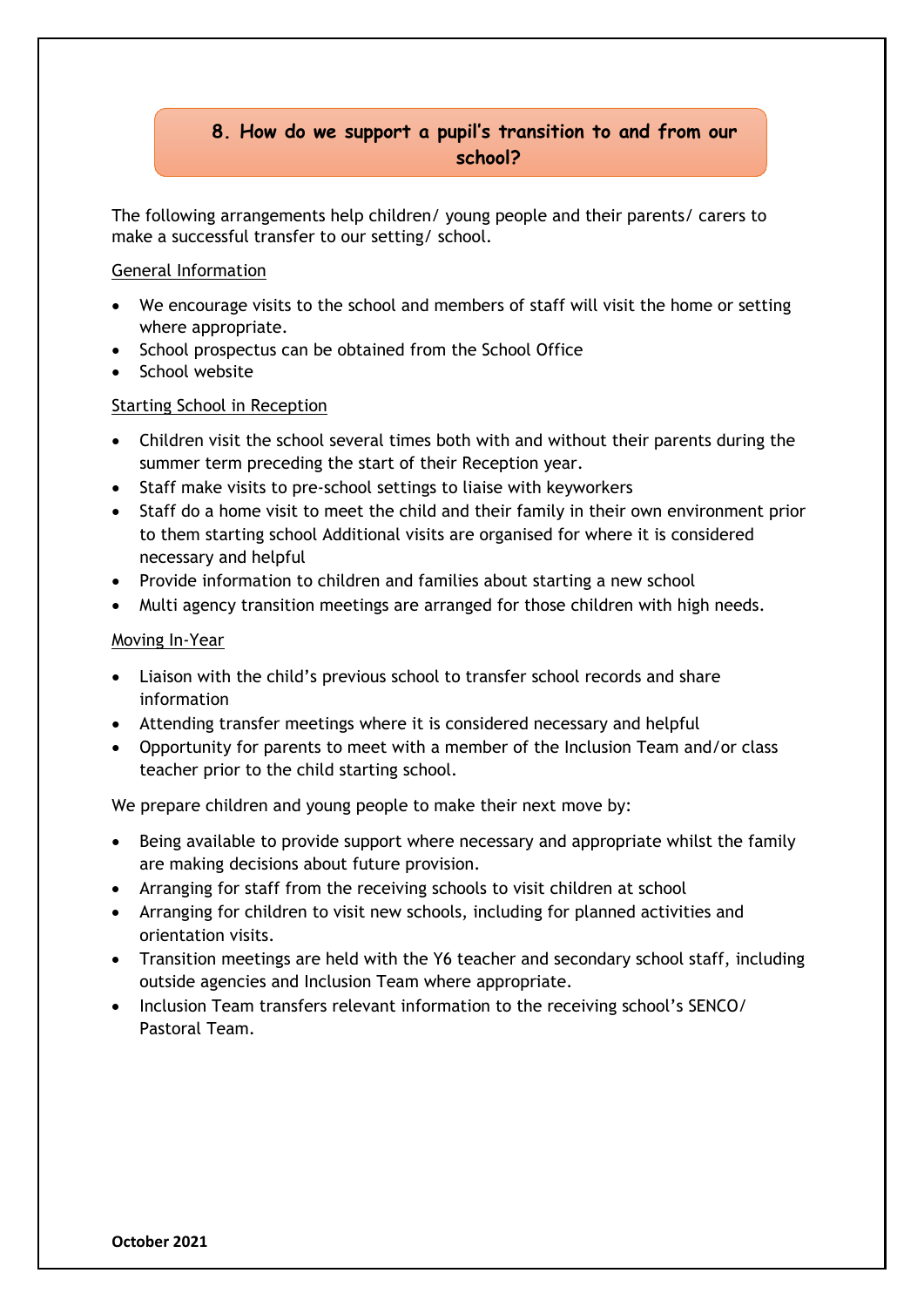## 8. How do we support a pupil's transition to and from our school?

The following arrangements help children/ young people and their parents/ carers to make a successful transfer to our setting/ school.

General Information

- We encourage visits to the school and members of staff will visit the home or setting where appropriate.
- School prospectus can be obtained from the School Office
- School website

Starting School in Reception

- Children visit the school several times both with and without their parents during the summer term preceding the start of their Reception year.
- Staff make visits to pre-school settings to liaise with keyworkers
- Staff do a home visit to meet the child and their family in their own environment prior to them starting school Additional visits are organised for where it is considered necessary and helpful
- Provide information to children and families about starting a new school
- Multi agency transition meetings are arranged for those children with high needs.

Moving In-Year

- Liaison with the child's previous school to transfer school records and share information
- Attending transfer meetings where it is considered necessary and helpful
- Opportunity for parents to meet with a member of the Inclusion Team and/or class teacher prior to the child starting school.

We prepare children and young people to make their next move by:

- Being available to provide support where necessary and appropriate whilst the family are making decisions about future provision.
- Arranging for staff from the receiving schools to visit children at school
- Arranging for children to visit new schools, including for planned activities and orientation visits.
- Transition meetings are held with the Y6 teacher and secondary school staff, including outside agencies and Inclusion Team where appropriate.
- Inclusion Team transfers relevant information to the receiving school's SENCO/ Pastoral Team.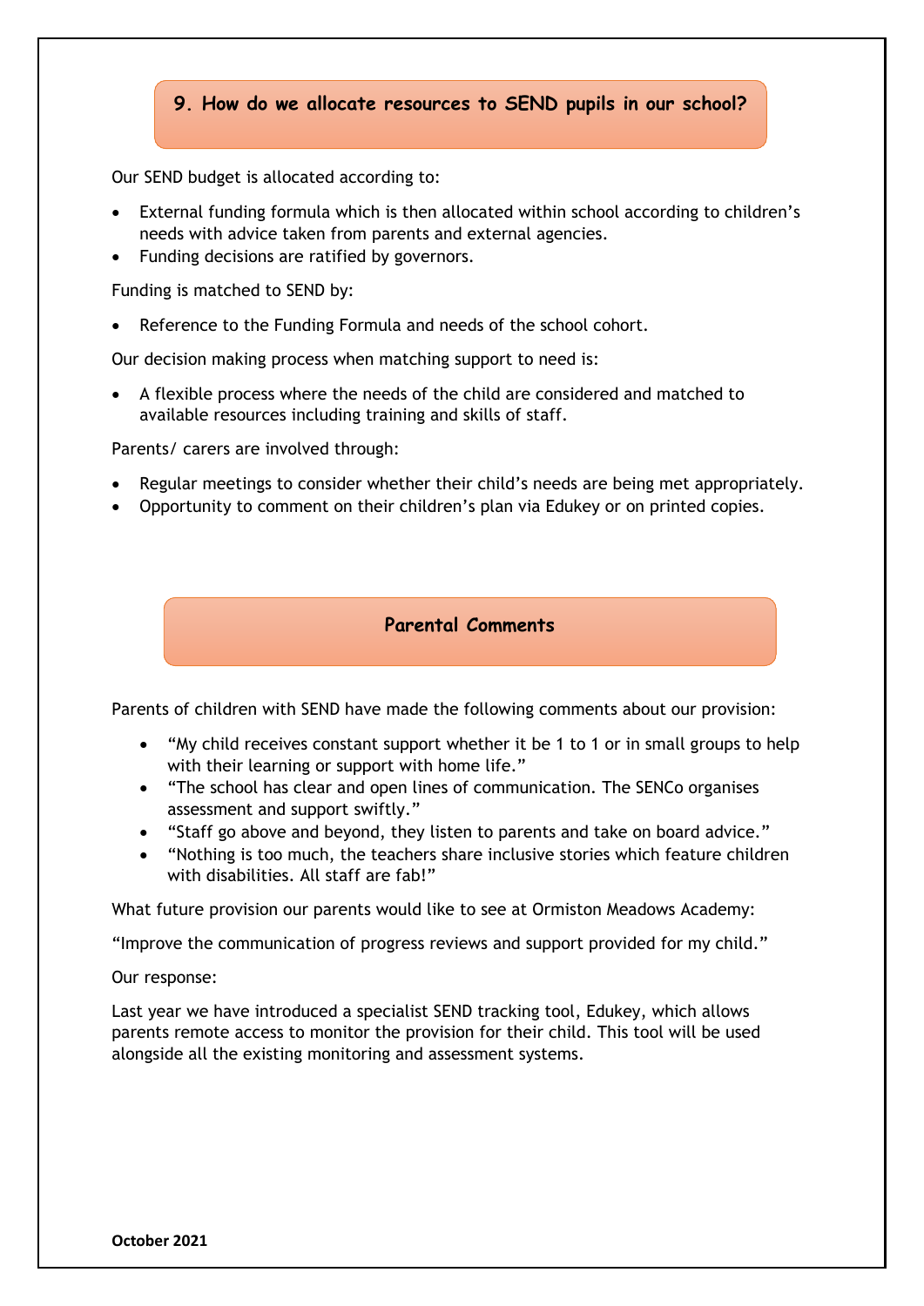## 9. How do we allocate resources to SEND pupils in our school?

Our SEND budget is allocated according to:

- External funding formula which is then allocated within school according to children's needs with advice taken from parents and external agencies.
- Funding decisions are ratified by governors.

Funding is matched to SEND by:

- Reference to the Funding Formula and needs of the school cohort.

Our decision making process when matching support to need is:

- A flexible process where the needs of the child are considered and matched to available resources including training and skills of staff.

Parents/ carers are involved through:

- Regular meetings to consider whether their child's needs are being met appropriately.
- Opportunity to comment on their children's plan via Edukey or on printed copies.

## Parental Comments

Parents of children with SEND have made the following comments about our provision:

- "My child receives constant support whether it be 1 to 1 or in small groups to help with their learning or support with home life."
- "The school has clear and open lines of communication. The SENCo organises assessment and support swiftly."
- "Staff go above and beyond, they listen to parents and take on board advice."
- "Nothing is too much, the teachers share inclusive stories which feature children with disabilities. All staff are fab!"

What future provision our parents would like to see at Ormiston Meadows Academy:

"Improve the communication of progress reviews and support provided for my child."

Our response:

Last year we have introduced a specialist SEND tracking tool, Edukey, which allows parents remote access to monitor the provision for their child. This tool will be used alongside all the existing monitoring and assessment systems.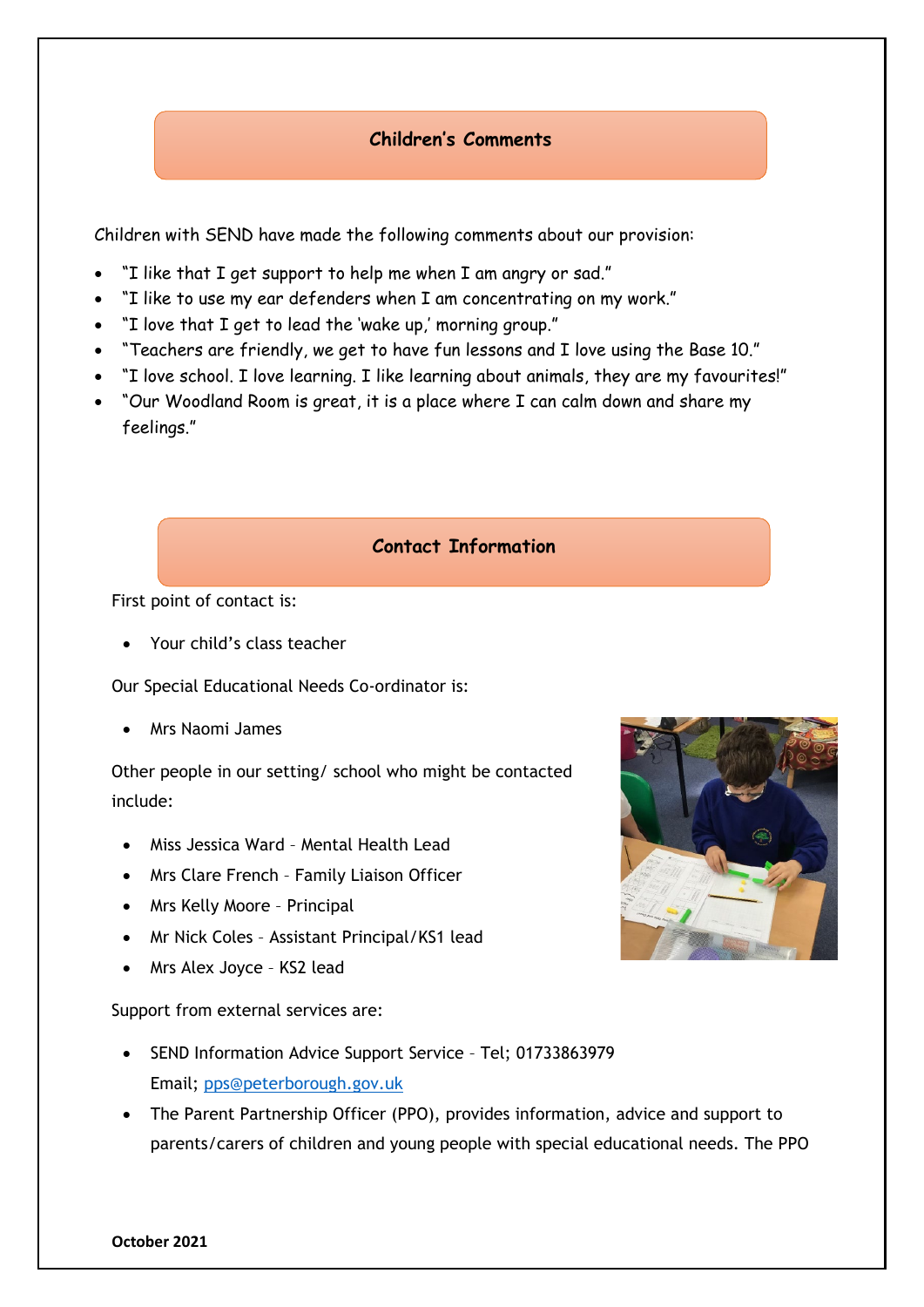## Children's Comments

Children with SEND have made the following comments about our provision:

- "I like that I get support to help me when I am angry or sad."
- "I like to use my ear defenders when I am concentrating on my work."
- "I love that I get to lead the 'wake up,' morning group."
- "Teachers are friendly, we get to have fun lessons and I love using the Base 10."
- "I love school. I love learning. I like learning about animals, they are my favourites!"
- "Our Woodland Room is great, it is a place where I can calm down and share my feelings."

## Contact Information

First point of contact is:

- Your child's class teacher

Our Special Educational Needs Co-ordinator is:

- Mrs Naomi James

Other people in our setting/ school who might be contacted include:

- Miss Jessica Ward – Mental Health Lead
- Mrs Clare French – Family Liaison Officer
- Mrs Kelly Moore – Principal
- Mr Nick Coles – Assistant Principal/KS1 lead
- Mrs Alex Joyce – KS2 lead

Support from external services are:

- SEND Information Advice Support Service – Tel; 01733863979
  Email; pps@peterborough.gov.uk
- The Parent Partnership Officer (PPO), provides information, advice and support to parents/carers of children and young people with special educational needs. The PPO

**October 2021**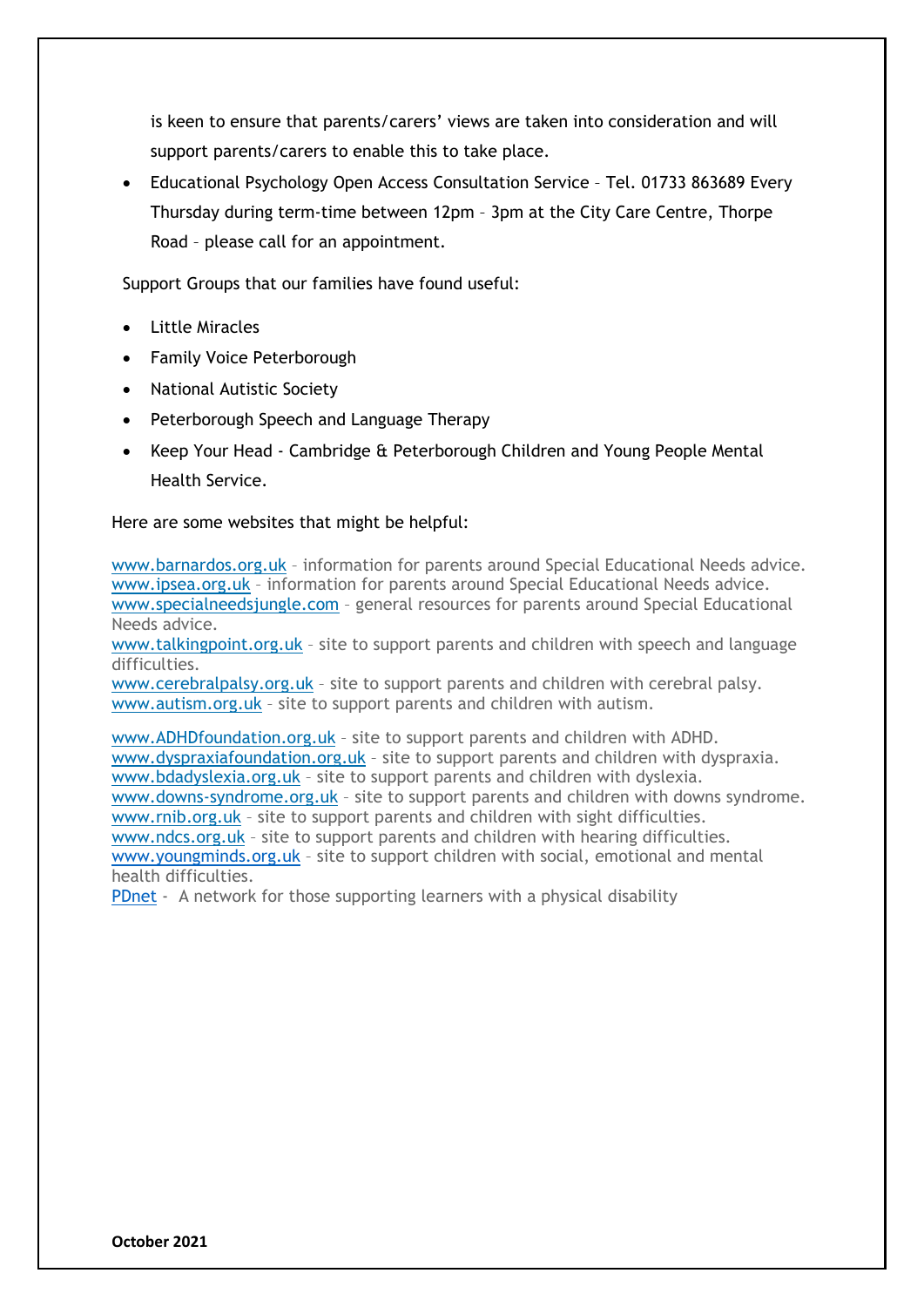is keen to ensure that parents/carers' views are taken into consideration and will support parents/carers to enable this to take place.

- Educational Psychology Open Access Consultation Service – Tel. 01733 863689 Every Thursday during term-time between 12pm – 3pm at the City Care Centre, Thorpe Road – please call for an appointment.

Support Groups that our families have found useful:

- Little Miracles
- Family Voice Peterborough
- National Autistic Society
- Peterborough Speech and Language Therapy
- Keep Your Head - Cambridge & Peterborough Children and Young People Mental Health Service.

Here are some websites that might be helpful:

www.barnardos.org.uk – information for parents around Special Educational Needs advice.
www.ipsea.org.uk – information for parents around Special Educational Needs advice.
www.specialneedsjungle.com – general resources for parents around Special Educational Needs advice.
www.talkingpoint.org.uk – site to support parents and children with speech and language difficulties.
www.cerebralpalsy.org.uk – site to support parents and children with cerebral palsy.
www.autism.org.uk – site to support parents and children with autism.

www.ADHDfoundation.org.uk – site to support parents and children with ADHD.
www.dyspraxiafoundation.org.uk – site to support parents and children with dyspraxia.
www.bdadyslexia.org.uk – site to support parents and children with dyslexia.
www.downs-syndrome.org.uk – site to support parents and children with downs syndrome.
www.rnib.org.uk – site to support parents and children with sight difficulties.
www.ndcs.org.uk – site to support parents and children with hearing difficulties.
www.youngminds.org.uk – site to support children with social, emotional and mental health difficulties.
PDnet - A network for those supporting learners with a physical disability

**October 2021**